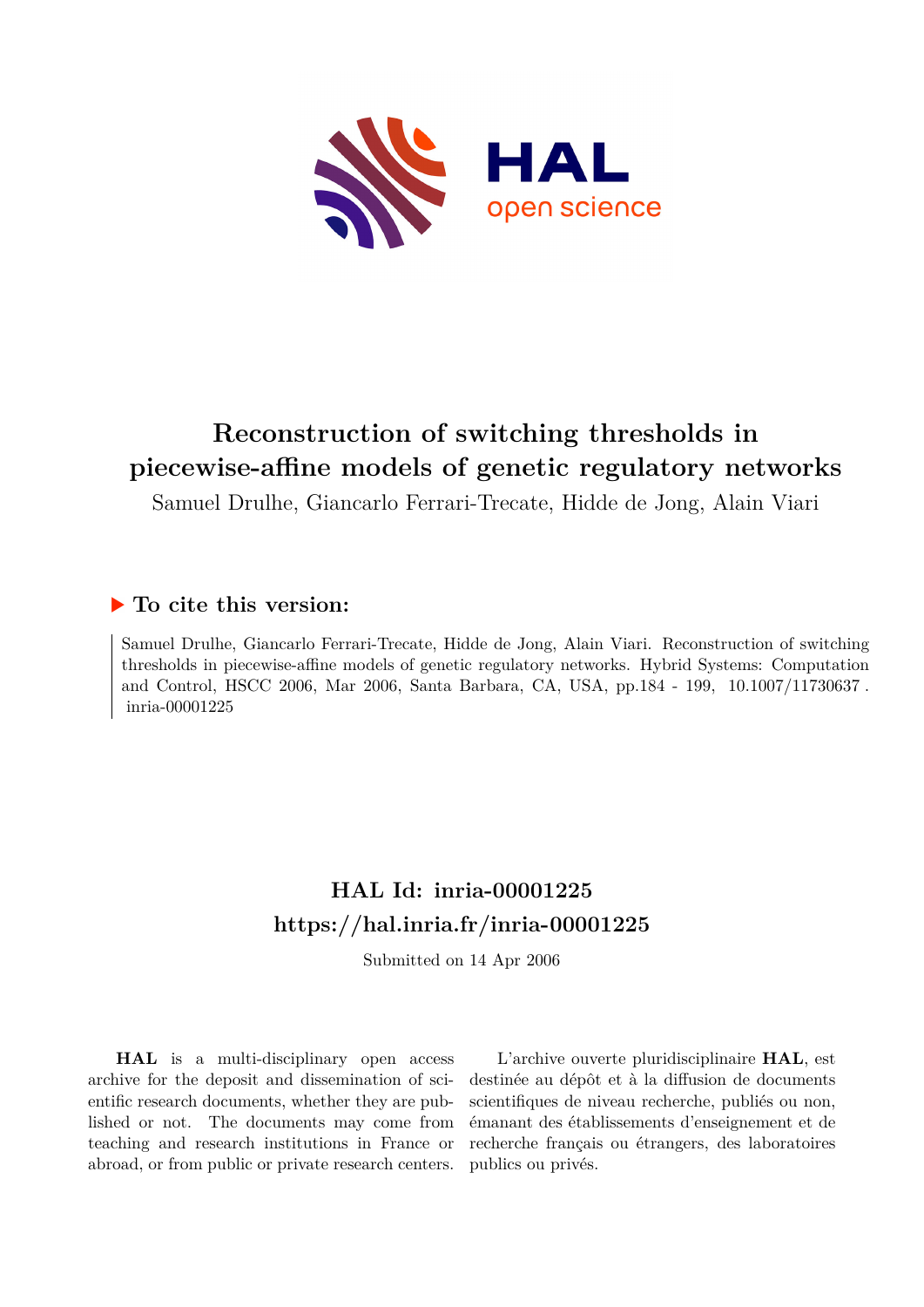# Reconstruction of switching thresholds in piecewise-affine models of genetic regulatory networks

Samuel Drulhe, Giancarlo Ferrari-Trecate, Hidde de Jong, Alain Viari

## ▶ To cite this version:

Samuel Drulhe, Giancarlo Ferrari-Trecate, Hidde de Jong, Alain Viari. Reconstruction of switching thresholds in piecewise-affine models of genetic regulatory networks. Hybrid Systems: Computation and Control, HSCC 2006, Mar 2006, Santa Barbara, CA, USA, pp.184 - 199, 10.1007/11730637 . inria-00001225

## HAL Id: inria-00001225
## https://hal.inria.fr/inria-00001225

Submitted on 14 Apr 2006

**HAL** is a multi-disciplinary open access archive for the deposit and dissemination of scientific research documents, whether they are published or not. The documents may come from teaching and research institutions in France or abroad, or from public or private research centers.

L'archive ouverte pluridisciplinaire **HAL**, est destinée au dépôt et à la diffusion de documents scientifiques de niveau recherche, publiés ou non, émanant des établissements d'enseignement et de recherche français ou étrangers, des laboratoires publics ou privés.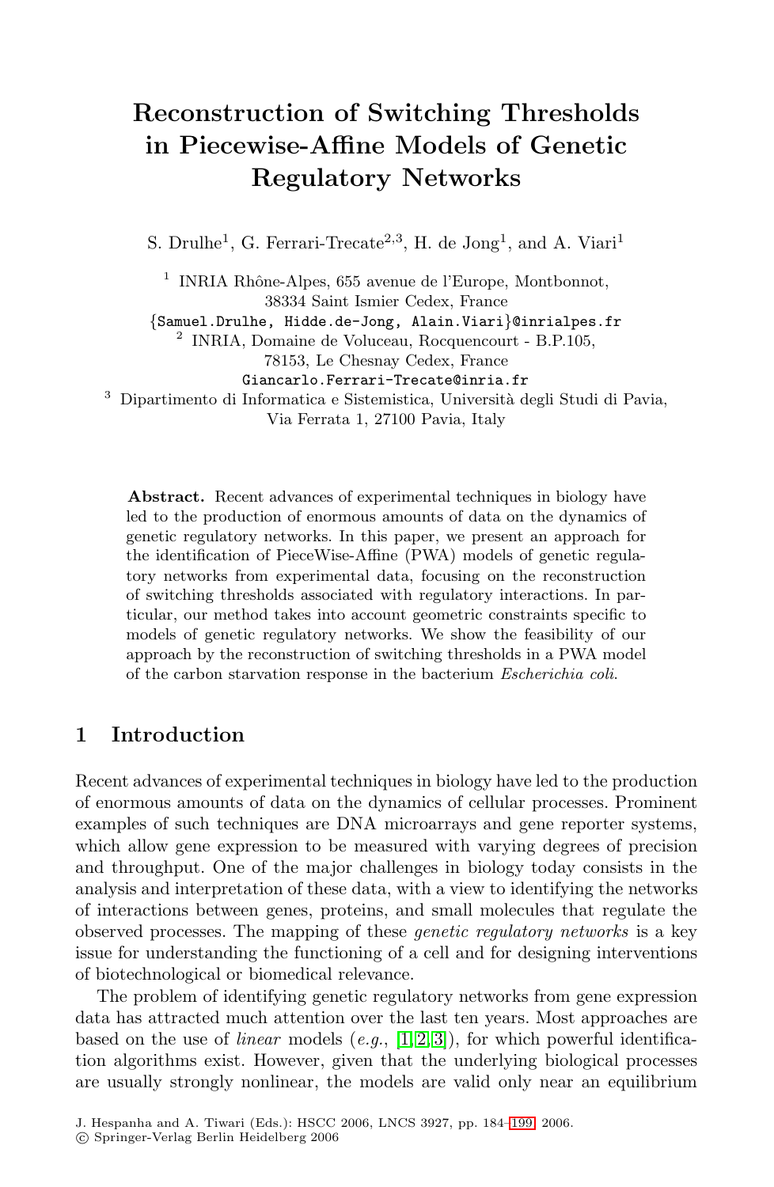# Reconstruction of Switching Thresholds in Piecewise-Affine Models of Genetic Regulatory Networks

S. Drulhe[1], G. Ferrari-Trecate[2,3], H. de Jong[1], and A. Viari[1]

[1] INRIA Rhône-Alpes, 655 avenue de l'Europe, Montbonnot, 38334 Saint Ismier Cedex, France
{Samuel.Drulhe, Hidde.de-Jong, Alain.Viari}@inrialpes.fr

[2] INRIA, Domaine de Voluceau, Rocquencourt - B.P.105, 78153, Le Chesnay Cedex, France
Giancarlo.Ferrari-Trecate@inria.fr

[3] Dipartimento di Informatica e Sistemistica, Università degli Studi di Pavia, Via Ferrata 1, 27100 Pavia, Italy

**Abstract.** Recent advances of experimental techniques in biology have led to the production of enormous amounts of data on the dynamics of genetic regulatory networks. In this paper, we present an approach for the identification of PieceWise-Affine (PWA) models of genetic regulatory networks from experimental data, focusing on the reconstruction of switching thresholds associated with regulatory interactions. In particular, our method takes into account geometric constraints specific to models of genetic regulatory networks. We show the feasibility of our approach by the reconstruction of switching thresholds in a PWA model of the carbon starvation response in the bacterium *Escherichia coli*.

## 1 Introduction

Recent advances of experimental techniques in biology have led to the production of enormous amounts of data on the dynamics of cellular processes. Prominent examples of such techniques are DNA microarrays and gene reporter systems, which allow gene expression to be measured with varying degrees of precision and throughput. One of the major challenges in biology today consists in the analysis and interpretation of these data, with a view to identifying the networks of interactions between genes, proteins, and small molecules that regulate the observed processes. The mapping of these *genetic regulatory networks* is a key issue for understanding the functioning of a cell and for designing interventions of biotechnological or biomedical relevance.

The problem of identifying genetic regulatory networks from gene expression data has attracted much attention over the last ten years. Most approaches are based on the use of *linear* models (*e.g.*, [1,2,3]), for which powerful identification algorithms exist. However, given that the underlying biological processes are usually strongly nonlinear, the models are valid only near an equilibrium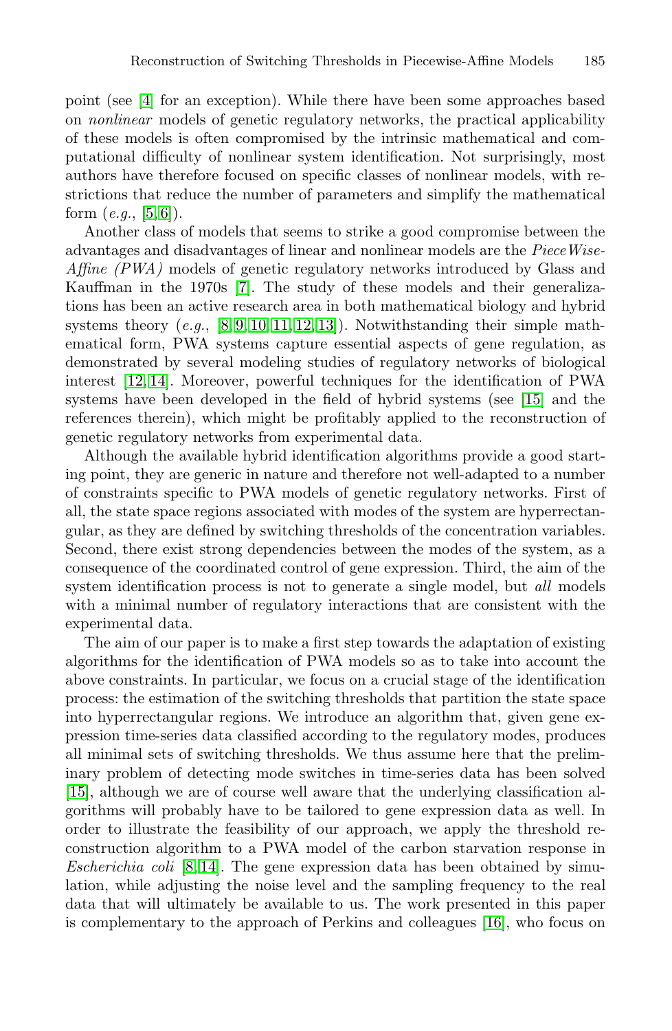point (see [4] for an exception). While there have been some approaches based on *nonlinear* models of genetic regulatory networks, the practical applicability of these models is often compromised by the intrinsic mathematical and computational difficulty of nonlinear system identification. Not surprisingly, most authors have therefore focused on specific classes of nonlinear models, with restrictions that reduce the number of parameters and simplify the mathematical form (*e.g.*, [5,6]).

Another class of models that seems to strike a good compromise between the advantages and disadvantages of linear and nonlinear models are the *PieceWise-Affine (PWA)* models of genetic regulatory networks introduced by Glass and Kauffman in the 1970s [7]. The study of these models and their generalizations has been an active research area in both mathematical biology and hybrid systems theory (*e.g.*, [8,9,10,11,12,13]). Notwithstanding their simple mathematical form, PWA systems capture essential aspects of gene regulation, as demonstrated by several modeling studies of regulatory networks of biological interest [12,14]. Moreover, powerful techniques for the identification of PWA systems have been developed in the field of hybrid systems (see [15] and the references therein), which might be profitably applied to the reconstruction of genetic regulatory networks from experimental data.

Although the available hybrid identification algorithms provide a good starting point, they are generic in nature and therefore not well-adapted to a number of constraints specific to PWA models of genetic regulatory networks. First of all, the state space regions associated with modes of the system are hyperrectangular, as they are defined by switching thresholds of the concentration variables. Second, there exist strong dependencies between the modes of the system, as a consequence of the coordinated control of gene expression. Third, the aim of the system identification process is not to generate a single model, but *all* models with a minimal number of regulatory interactions that are consistent with the experimental data.

The aim of our paper is to make a first step towards the adaptation of existing algorithms for the identification of PWA models so as to take into account the above constraints. In particular, we focus on a crucial stage of the identification process: the estimation of the switching thresholds that partition the state space into hyperrectangular regions. We introduce an algorithm that, given gene expression time-series data classified according to the regulatory modes, produces all minimal sets of switching thresholds. We thus assume here that the preliminary problem of detecting mode switches in time-series data has been solved [15], although we are of course well aware that the underlying classification algorithms will probably have to be tailored to gene expression data as well. In order to illustrate the feasibility of our approach, we apply the threshold reconstruction algorithm to a PWA model of the carbon starvation response in *Escherichia coli* [8,14]. The gene expression data has been obtained by simulation, while adjusting the noise level and the sampling frequency to the real data that will ultimately be available to us. The work presented in this paper is complementary to the approach of Perkins and colleagues [16], who focus on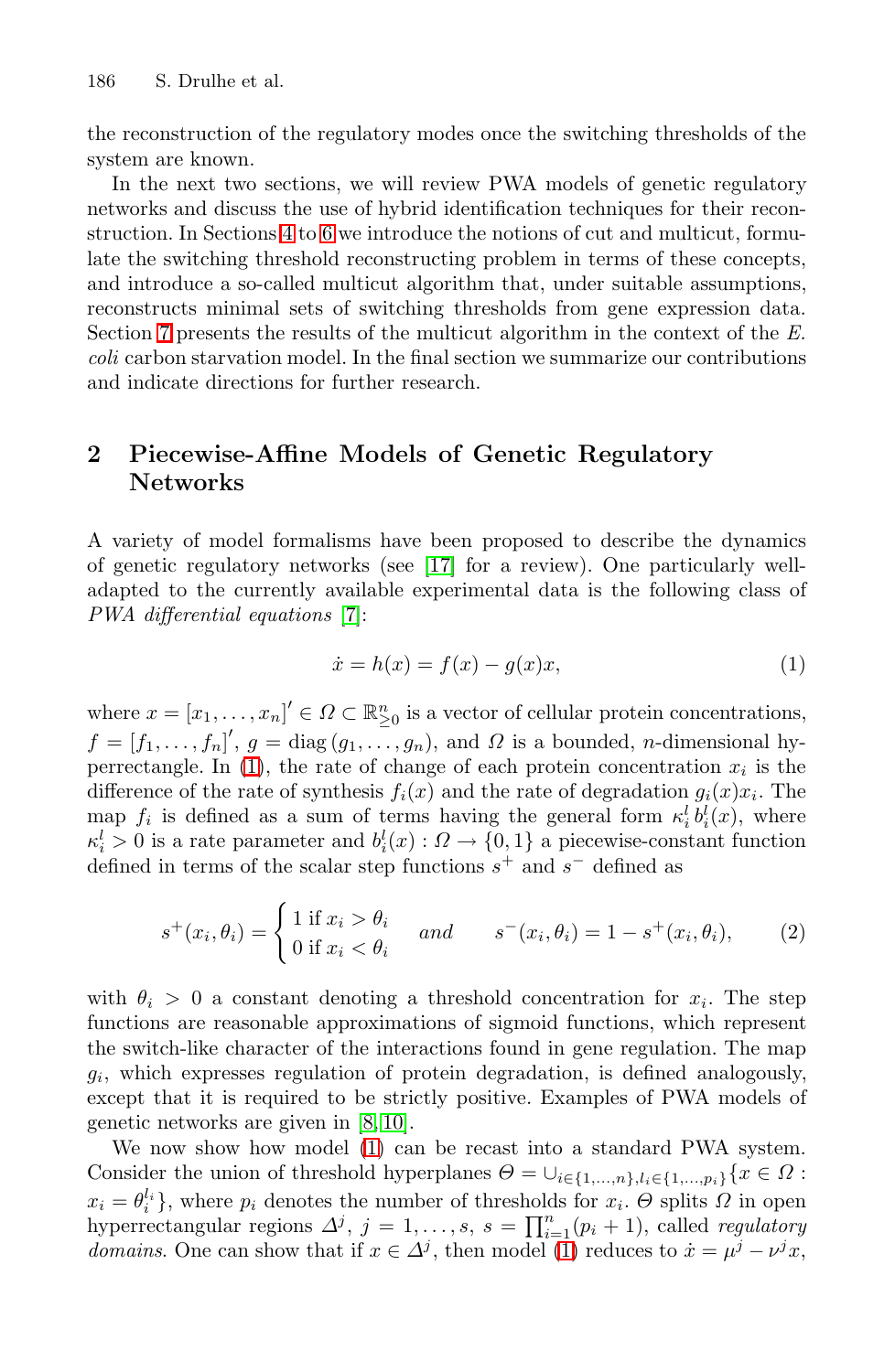the reconstruction of the regulatory modes once the switching thresholds of the system are known.

In the next two sections, we will review PWA models of genetic regulatory networks and discuss the use of hybrid identification techniques for their reconstruction. In Sections 4 to 6 we introduce the notions of cut and multicut, formulate the switching threshold reconstructing problem in terms of these concepts, and introduce a so-called multicut algorithm that, under suitable assumptions, reconstructs minimal sets of switching thresholds from gene expression data. Section 7 presents the results of the multicut algorithm in the context of the *E. coli* carbon starvation model. In the final section we summarize our contributions and indicate directions for further research.

## 2 Piecewise-Affine Models of Genetic Regulatory Networks

A variety of model formalisms have been proposed to describe the dynamics of genetic regulatory networks (see [17] for a review). One particularly well-adapted to the currently available experimental data is the following class of *PWA differential equations* [7]:

$$\dot{x} = h(x) = f(x) - g(x)x, \tag{1}$$

where $x = [x_1, \ldots, x_n]' \in \Omega \subset \mathbb{R}^n_{\geq 0}$ is a vector of cellular protein concentrations, $f = [f_1, \ldots, f_n]'$, $g = \operatorname{diag}(g_1, \ldots, g_n)$, and $\Omega$ is a bounded, $n$-dimensional hyperrectangle. In (1), the rate of change of each protein concentration $x_i$ is the difference of the rate of synthesis $f_i(x)$ and the rate of degradation $g_i(x)x_i$. The map $f_i$ is defined as a sum of terms having the general form $\kappa_i^l\, b_i^l(x)$, where $\kappa_i^l > 0$ is a rate parameter and $b_i^l(x) : \Omega \to \{0, 1\}$ a piecewise-constant function defined in terms of the scalar step functions $s^+$ and $s^-$ defined as

$$s^+(x_i, \theta_i) = \begin{cases} 1 \text{ if } x_i > \theta_i \\ 0 \text{ if } x_i < \theta_i \end{cases} \quad \textit{and} \qquad s^-(x_i, \theta_i) = 1 - s^+(x_i, \theta_i), \tag{2}$$

with $\theta_i > 0$ a constant denoting a threshold concentration for $x_i$. The step functions are reasonable approximations of sigmoid functions, which represent the switch-like character of the interactions found in gene regulation. The map $g_i$, which expresses regulation of protein degradation, is defined analogously, except that it is required to be strictly positive. Examples of PWA models of genetic networks are given in [8, 10].

We now show how model (1) can be recast into a standard PWA system. Consider the union of threshold hyperplanes $\Theta = \cup_{i\in\{1,\ldots,n\}, l_i \in\{1,\ldots,p_i\}}\{x \in \Omega : x_i = \theta_i^{l_i}\}$, where $p_i$ denotes the number of thresholds for $x_i$. $\Theta$ splits $\Omega$ in open hyperrectangular regions $\Delta^j$, $j = 1, \ldots, s$, $s = \prod_{i=1}^{n}(p_i + 1)$, called *regulatory domains*. One can show that if $x \in \Delta^j$, then model (1) reduces to $\dot{x} = \mu^j - \nu^j x$,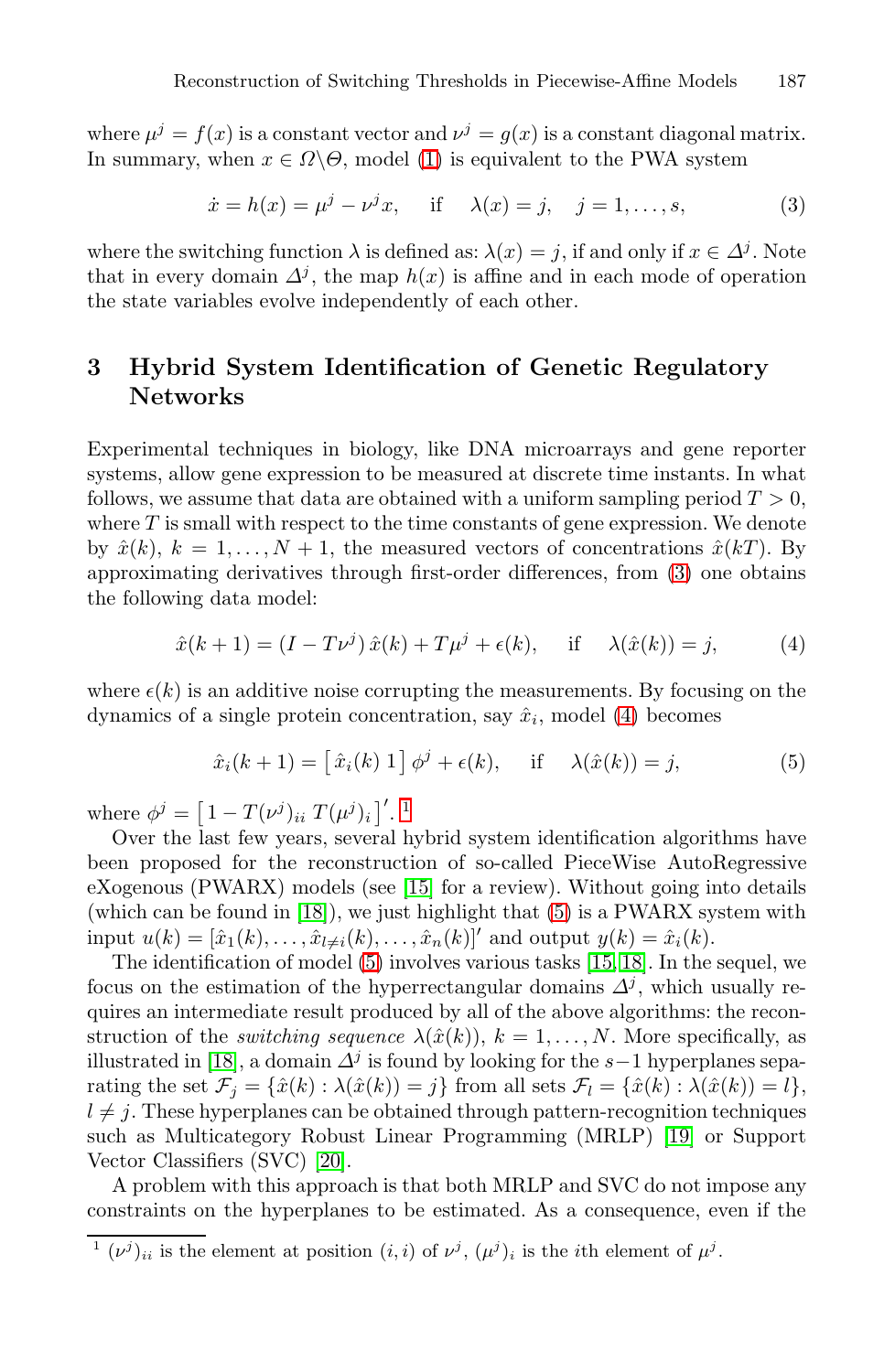where $\mu^j = f(x)$ is a constant vector and $\nu^j = g(x)$ is a constant diagonal matrix. In summary, when $x \in \Omega \backslash \Theta$, model (1) is equivalent to the PWA system

$$\dot{x} = h(x) = \mu^j - \nu^j x, \quad \text{if} \quad \lambda(x) = j, \quad j = 1, \dots, s, \tag{3}$$

where the switching function $\lambda$ is defined as: $\lambda(x) = j$, if and only if $x \in \Delta^j$. Note that in every domain $\Delta^j$, the map $h(x)$ is affine and in each mode of operation the state variables evolve independently of each other.

## 3 Hybrid System Identification of Genetic Regulatory Networks

Experimental techniques in biology, like DNA microarrays and gene reporter systems, allow gene expression to be measured at discrete time instants. In what follows, we assume that data are obtained with a uniform sampling period $T > 0$, where $T$ is small with respect to the time constants of gene expression. We denote by $\hat{x}(k)$, $k = 1, \dots, N+1$, the measured vectors of concentrations $\hat{x}(kT)$. By approximating derivatives through first-order differences, from (3) one obtains the following data model:

$$\hat{x}(k+1) = (I - T\nu^j)\,\hat{x}(k) + T\mu^j + \epsilon(k), \quad \text{if} \quad \lambda(\hat{x}(k)) = j, \tag{4}$$

where $\epsilon(k)$ is an additive noise corrupting the measurements. By focusing on the dynamics of a single protein concentration, say $\hat{x}_i$, model (4) becomes

$$\hat{x}_i(k+1) = \begin{bmatrix} \hat{x}_i(k) \ 1 \end{bmatrix} \phi^j + \epsilon(k), \quad \text{if} \quad \lambda(\hat{x}(k)) = j, \tag{5}$$

where $\phi^j = \begin{bmatrix} 1 - T(\nu^j)_{ii} \ T(\mu^j)_i \end{bmatrix}'$. [1]

Over the last few years, several hybrid system identification algorithms have been proposed for the reconstruction of so-called PieceWise AutoRegressive eXogenous (PWARX) models (see [15] for a review). Without going into details (which can be found in [18]), we just highlight that (5) is a PWARX system with input $u(k) = [\hat{x}_1(k), \dots, \hat{x}_{l \neq i}(k), \dots, \hat{x}_n(k)]'$ and output $y(k) = \hat{x}_i(k)$.

The identification of model (5) involves various tasks [15,18]. In the sequel, we focus on the estimation of the hyperrectangular domains $\Delta^j$, which usually requires an intermediate result produced by all of the above algorithms: the reconstruction of the *switching sequence* $\lambda(\hat{x}(k))$, $k = 1, \dots, N$. More specifically, as illustrated in [18], a domain $\Delta^j$ is found by looking for the $s-1$ hyperplanes separating the set $\mathcal{F}_j = \{\hat{x}(k) : \lambda(\hat{x}(k)) = j\}$ from all sets $\mathcal{F}_l = \{\hat{x}(k) : \lambda(\hat{x}(k)) = l\}$, $l \neq j$. These hyperplanes can be obtained through pattern-recognition techniques such as Multicategory Robust Linear Programming (MRLP) [19] or Support Vector Classifiers (SVC) [20].

A problem with this approach is that both MRLP and SVC do not impose any constraints on the hyperplanes to be estimated. As a consequence, even if the

[1] $(\nu^j)_{ii}$ is the element at position $(i, i)$ of $\nu^j$, $(\mu^j)_i$ is the $i$th element of $\mu^j$.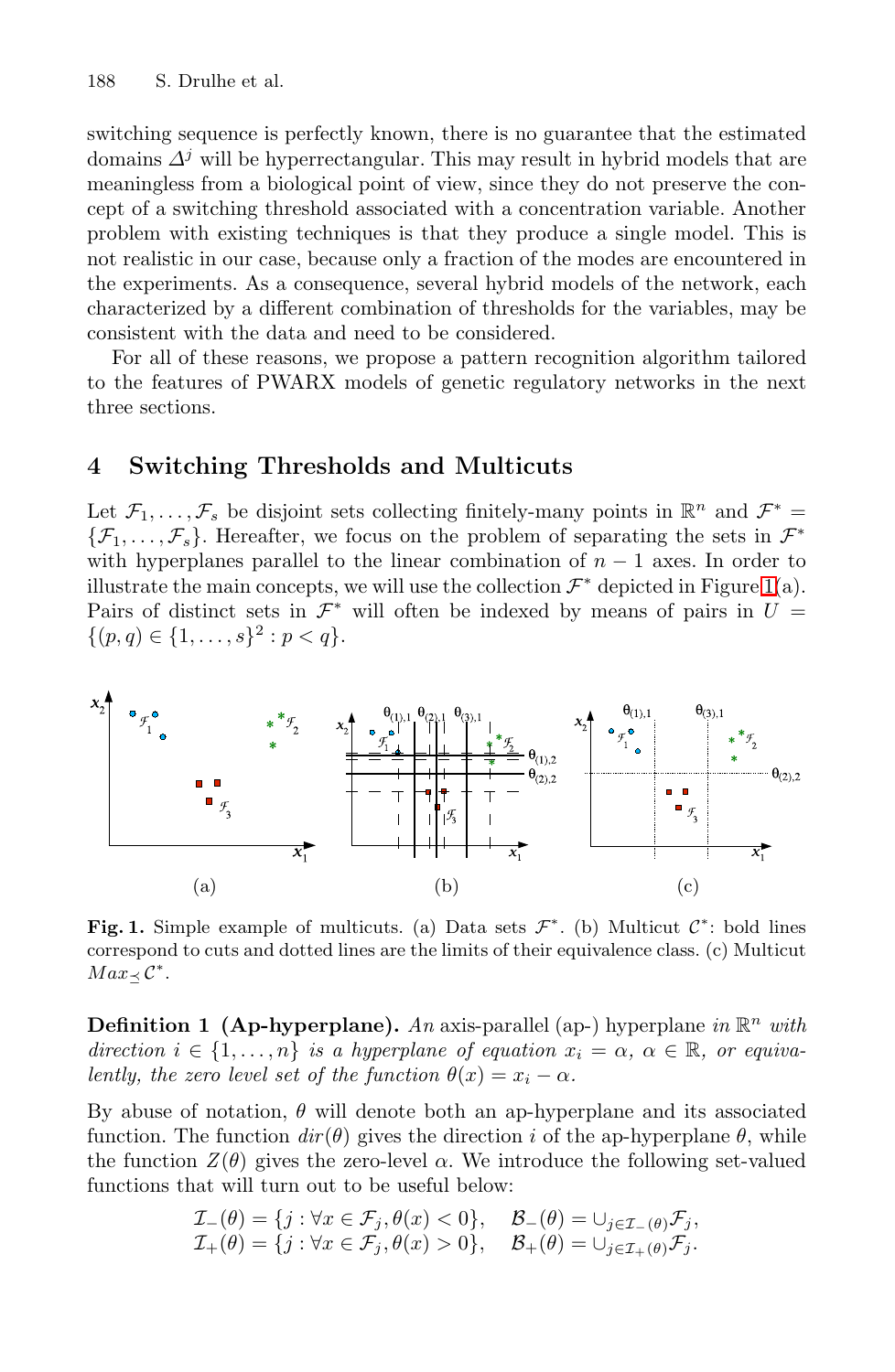switching sequence is perfectly known, there is no guarantee that the estimated domains $\Delta^j$ will be hyperrectangular. This may result in hybrid models that are meaningless from a biological point of view, since they do not preserve the concept of a switching threshold associated with a concentration variable. Another problem with existing techniques is that they produce a single model. This is not realistic in our case, because only a fraction of the modes are encountered in the experiments. As a consequence, several hybrid models of the network, each characterized by a different combination of thresholds for the variables, may be consistent with the data and need to be considered.

For all of these reasons, we propose a pattern recognition algorithm tailored to the features of PWARX models of genetic regulatory networks in the next three sections.

## 4 Switching Thresholds and Multicuts

Let $\mathcal{F}_1, \ldots, \mathcal{F}_s$ be disjoint sets collecting finitely-many points in $\mathbb{R}^n$ and $\mathcal{F}^* = \{\mathcal{F}_1, \ldots, \mathcal{F}_s\}$. Hereafter, we focus on the problem of separating the sets in $\mathcal{F}^*$ with hyperplanes parallel to the linear combination of $n-1$ axes. In order to illustrate the main concepts, we will use the collection $\mathcal{F}^*$ depicted in Figure 1(a). Pairs of distinct sets in $\mathcal{F}^*$ will often be indexed by means of pairs in $U = \{(p, q) \in \{1, \ldots, s\}^2 : p < q\}$.

**Fig. 1.** Simple example of multicuts. (a) Data sets $\mathcal{F}^*$. (b) Multicut $\mathcal{C}^*$: bold lines correspond to cuts and dotted lines are the limits of their equivalence class. (c) Multicut $Max_{\preceq}\mathcal{C}^*$.

**Definition 1 (Ap-hyperplane).** *An* axis-parallel (ap-) hyperplane *in $\mathbb{R}^n$ with direction $i \in \{1, \ldots, n\}$ is a hyperplane of equation $x_i = \alpha$, $\alpha \in \mathbb{R}$, or equivalently, the zero level set of the function $\theta(x) = x_i - \alpha$.*

By abuse of notation, $\theta$ will denote both an ap-hyperplane and its associated function. The function $dir(\theta)$ gives the direction $i$ of the ap-hyperplane $\theta$, while the function $Z(\theta)$ gives the zero-level $\alpha$. We introduce the following set-valued functions that will turn out to be useful below:

$$\mathcal{I}_-(\theta) = \{j : \forall x \in \mathcal{F}_j, \theta(x) < 0\}, \quad \mathcal{B}_-(\theta) = \cup_{j \in \mathcal{I}_-(\theta)} \mathcal{F}_j,$$
$$\mathcal{I}_+(\theta) = \{j : \forall x \in \mathcal{F}_j, \theta(x) > 0\}, \quad \mathcal{B}_+(\theta) = \cup_{j \in \mathcal{I}_+(\theta)} \mathcal{F}_j.$$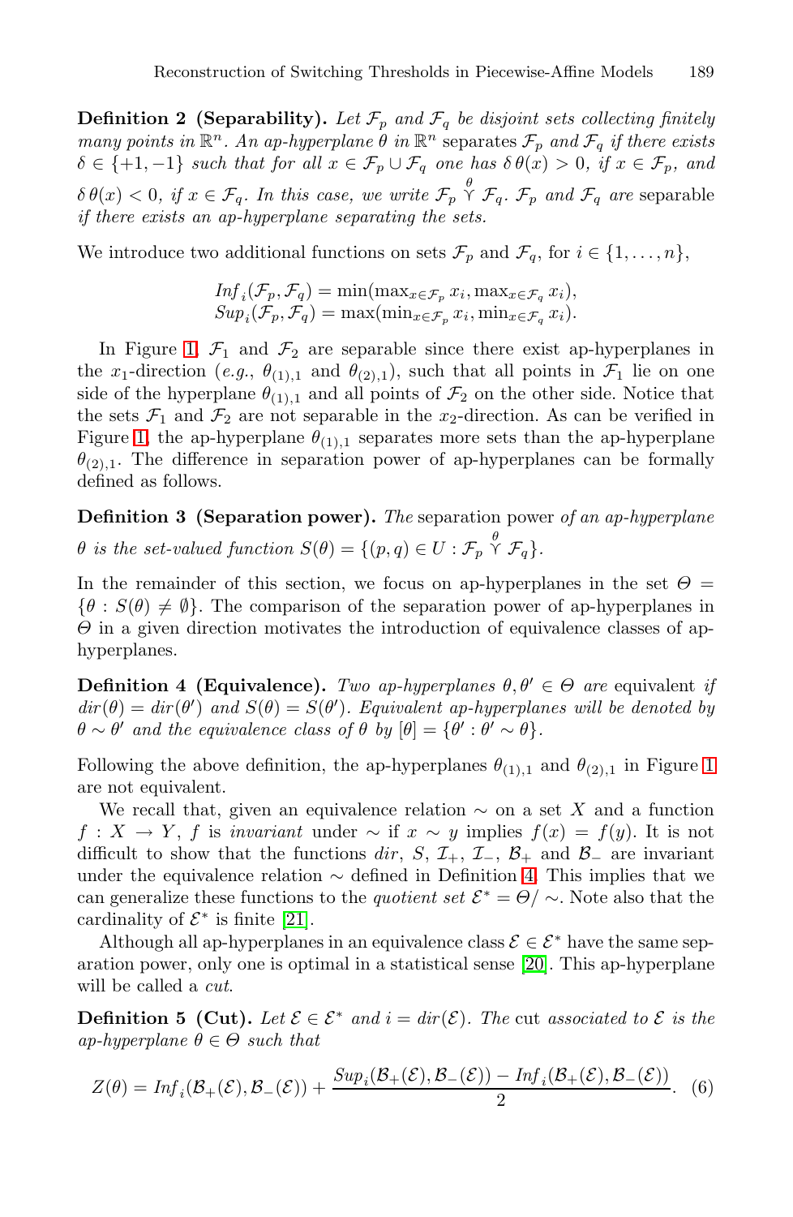**Definition 2 (Separability).** *Let $\mathcal{F}_p$ and $\mathcal{F}_q$ be disjoint sets collecting finitely many points in $\mathbb{R}^n$. An ap-hyperplane $\theta$ in $\mathbb{R}^n$* separates *$\mathcal{F}_p$ and $\mathcal{F}_q$ if there exists $\delta \in \{+1, -1\}$ such that for all $x \in \mathcal{F}_p \cup \mathcal{F}_q$ one has $\delta\,\theta(x) > 0$, if $x \in \mathcal{F}_p$, and $\delta\,\theta(x) < 0$, if $x \in \mathcal{F}_q$. In this case, we write $\mathcal{F}_p \overset{\theta}{\curlyvee} \mathcal{F}_q$. $\mathcal{F}_p$ and $\mathcal{F}_q$ are* separable *if there exists an ap-hyperplane separating the sets.*

We introduce two additional functions on sets $\mathcal{F}_p$ and $\mathcal{F}_q$, for $i \in \{1, \ldots, n\}$,

$$
\begin{aligned}
Inf_i(\mathcal{F}_p, \mathcal{F}_q) &= \min(\max_{x \in \mathcal{F}_p} x_i, \max_{x \in \mathcal{F}_q} x_i), \\
Sup_i(\mathcal{F}_p, \mathcal{F}_q) &= \max(\min_{x \in \mathcal{F}_p} x_i, \min_{x \in \mathcal{F}_q} x_i).
\end{aligned}
$$

In Figure 1, $\mathcal{F}_1$ and $\mathcal{F}_2$ are separable since there exist ap-hyperplanes in the $x_1$-direction (*e.g.*, $\theta_{(1),1}$ and $\theta_{(2),1}$), such that all points in $\mathcal{F}_1$ lie on one side of the hyperplane $\theta_{(1),1}$ and all points of $\mathcal{F}_2$ on the other side. Notice that the sets $\mathcal{F}_1$ and $\mathcal{F}_2$ are not separable in the $x_2$-direction. As can be verified in Figure 1, the ap-hyperplane $\theta_{(1),1}$ separates more sets than the ap-hyperplane $\theta_{(2),1}$. The difference in separation power of ap-hyperplanes can be formally defined as follows.

**Definition 3 (Separation power).** *The* separation power *of an ap-hyperplane $\theta$ is the set-valued function $S(\theta) = \{(p, q) \in U : \mathcal{F}_p \overset{\theta}{\curlyvee} \mathcal{F}_q\}$.*

In the remainder of this section, we focus on ap-hyperplanes in the set $\Theta = \{\theta : S(\theta) \neq \emptyset\}$. The comparison of the separation power of ap-hyperplanes in $\Theta$ in a given direction motivates the introduction of equivalence classes of ap-hyperplanes.

**Definition 4 (Equivalence).** *Two ap-hyperplanes $\theta, \theta' \in \Theta$ are* equivalent *if $dir(\theta) = dir(\theta')$ and $S(\theta) = S(\theta')$. Equivalent ap-hyperplanes will be denoted by $\theta \sim \theta'$ and the equivalence class of $\theta$ by $[\theta] = \{\theta' : \theta' \sim \theta\}$.*

Following the above definition, the ap-hyperplanes $\theta_{(1),1}$ and $\theta_{(2),1}$ in Figure 1 are not equivalent.

We recall that, given an equivalence relation $\sim$ on a set $X$ and a function $f : X \to Y$, $f$ is *invariant* under $\sim$ if $x \sim y$ implies $f(x) = f(y)$. It is not difficult to show that the functions $dir$, $S$, $\mathcal{I}_+$, $\mathcal{I}_-$, $\mathcal{B}_+$ and $\mathcal{B}_-$ are invariant under the equivalence relation $\sim$ defined in Definition 4. This implies that we can generalize these functions to the *quotient set* $\mathcal{E}^* = \Theta / \sim$. Note also that the cardinality of $\mathcal{E}^*$ is finite [21].

Although all ap-hyperplanes in an equivalence class $\mathcal{E} \in \mathcal{E}^*$ have the same separation power, only one is optimal in a statistical sense [20]. This ap-hyperplane will be called a *cut*.

**Definition 5 (Cut).** *Let $\mathcal{E} \in \mathcal{E}^*$ and $i = dir(\mathcal{E})$. The* cut *associated to $\mathcal{E}$ is the ap-hyperplane $\theta \in \Theta$ such that*

$$
Z(\theta) = Inf_i(\mathcal{B}_+(\mathcal{E}), \mathcal{B}_-(\mathcal{E})) + \frac{Sup_i(\mathcal{B}_+(\mathcal{E}), \mathcal{B}_-(\mathcal{E})) - Inf_i(\mathcal{B}_+(\mathcal{E}), \mathcal{B}_-(\mathcal{E}))}{2}. \quad (6)
$$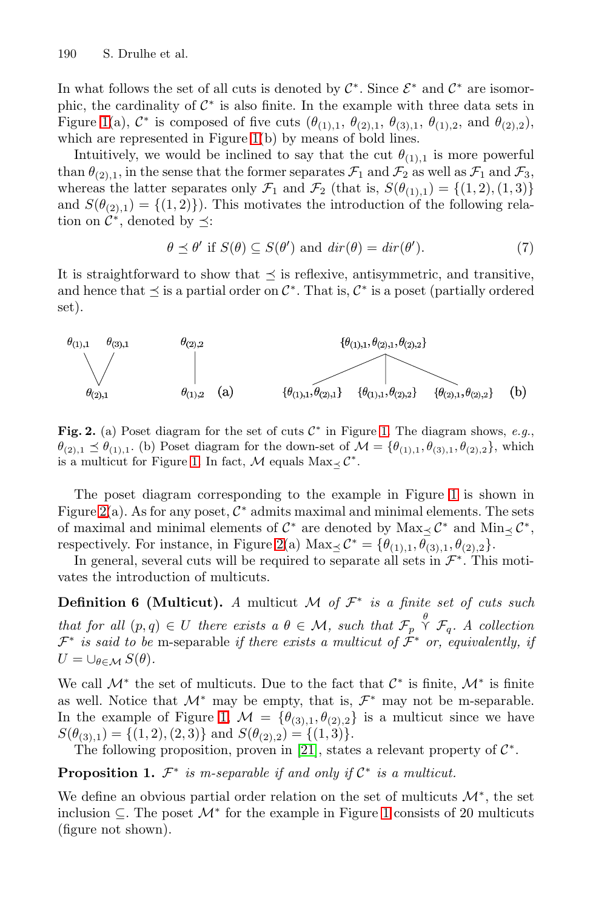In what follows the set of all cuts is denoted by $\mathcal{C}^*$. Since $\mathcal{E}^*$ and $\mathcal{C}^*$ are isomorphic, the cardinality of $\mathcal{C}^*$ is also finite. In the example with three data sets in Figure 1(a), $\mathcal{C}^*$ is composed of five cuts ($\theta_{(1),1}$, $\theta_{(2),1}$, $\theta_{(3),1}$, $\theta_{(1),2}$, and $\theta_{(2),2}$), which are represented in Figure 1(b) by means of bold lines.

Intuitively, we would be inclined to say that the cut $\theta_{(1),1}$ is more powerful than $\theta_{(2),1}$, in the sense that the former separates $\mathcal{F}_1$ and $\mathcal{F}_2$ as well as $\mathcal{F}_1$ and $\mathcal{F}_3$, whereas the latter separates only $\mathcal{F}_1$ and $\mathcal{F}_2$ (that is, $S(\theta_{(1),1}) = \{(1,2),(1,3)\}$ and $S(\theta_{(2),1}) = \{(1,2)\}$). This motivates the introduction of the following relation on $\mathcal{C}^*$, denoted by $\preceq$:

$$\theta \preceq \theta' \text{ if } S(\theta) \subseteq S(\theta') \text{ and } dir(\theta) = dir(\theta'). \tag{7}$$

It is straightforward to show that $\preceq$ is reflexive, antisymmetric, and transitive, and hence that $\preceq$ is a partial order on $\mathcal{C}^*$. That is, $\mathcal{C}^*$ is a poset (partially ordered set).

**Fig. 2.** (a) Poset diagram for the set of cuts $\mathcal{C}^*$ in Figure 1. The diagram shows, *e.g.*, $\theta_{(2),1} \preceq \theta_{(1),1}$. (b) Poset diagram for the down-set of $\mathcal{M} = \{\theta_{(1),1}, \theta_{(3),1}, \theta_{(2),2}\}$, which is a multicut for Figure 1. In fact, $\mathcal{M}$ equals $\text{Max}_\preceq \mathcal{C}^*$.

The poset diagram corresponding to the example in Figure 1 is shown in Figure 2(a). As for any poset, $\mathcal{C}^*$ admits maximal and minimal elements. The sets of maximal and minimal elements of $\mathcal{C}^*$ are denoted by $\text{Max}_\preceq \mathcal{C}^*$ and $\text{Min}_\preceq \mathcal{C}^*$, respectively. For instance, in Figure 2(a) $\text{Max}_\preceq \mathcal{C}^* = \{\theta_{(1),1}, \theta_{(3),1}, \theta_{(2),2}\}$.

In general, several cuts will be required to separate all sets in $\mathcal{F}^*$. This motivates the introduction of multicuts.

**Definition 6 (Multicut).** *A* multicut $\mathcal{M}$ *of* $\mathcal{F}^*$ *is a finite set of cuts such that for all* $(p,q) \in U$ *there exists a* $\theta \in \mathcal{M}$*, such that* $\mathcal{F}_p \overset{\theta}{\curlyvee} \mathcal{F}_q$*. A collection* $\mathcal{F}^*$ *is said to be* m-separable *if there exists a multicut of* $\mathcal{F}^*$ *or, equivalently, if* $U = \cup_{\theta \in \mathcal{M}} S(\theta)$.

We call $\mathcal{M}^*$ the set of multicuts. Due to the fact that $\mathcal{C}^*$ is finite, $\mathcal{M}^*$ is finite as well. Notice that $\mathcal{M}^*$ may be empty, that is, $\mathcal{F}^*$ may not be m-separable. In the example of Figure 1, $\mathcal{M} = \{\theta_{(3),1}, \theta_{(2),2}\}$ is a multicut since we have $S(\theta_{(3),1}) = \{(1,2),(2,3)\}$ and $S(\theta_{(2),2}) = \{(1,3)\}$.

The following proposition, proven in [21], states a relevant property of $\mathcal{C}^*$.

**Proposition 1.** $\mathcal{F}^*$ *is m-separable if and only if* $\mathcal{C}^*$ *is a multicut.*

We define an obvious partial order relation on the set of multicuts $\mathcal{M}^*$, the set inclusion $\subseteq$. The poset $\mathcal{M}^*$ for the example in Figure 1 consists of 20 multicuts (figure not shown).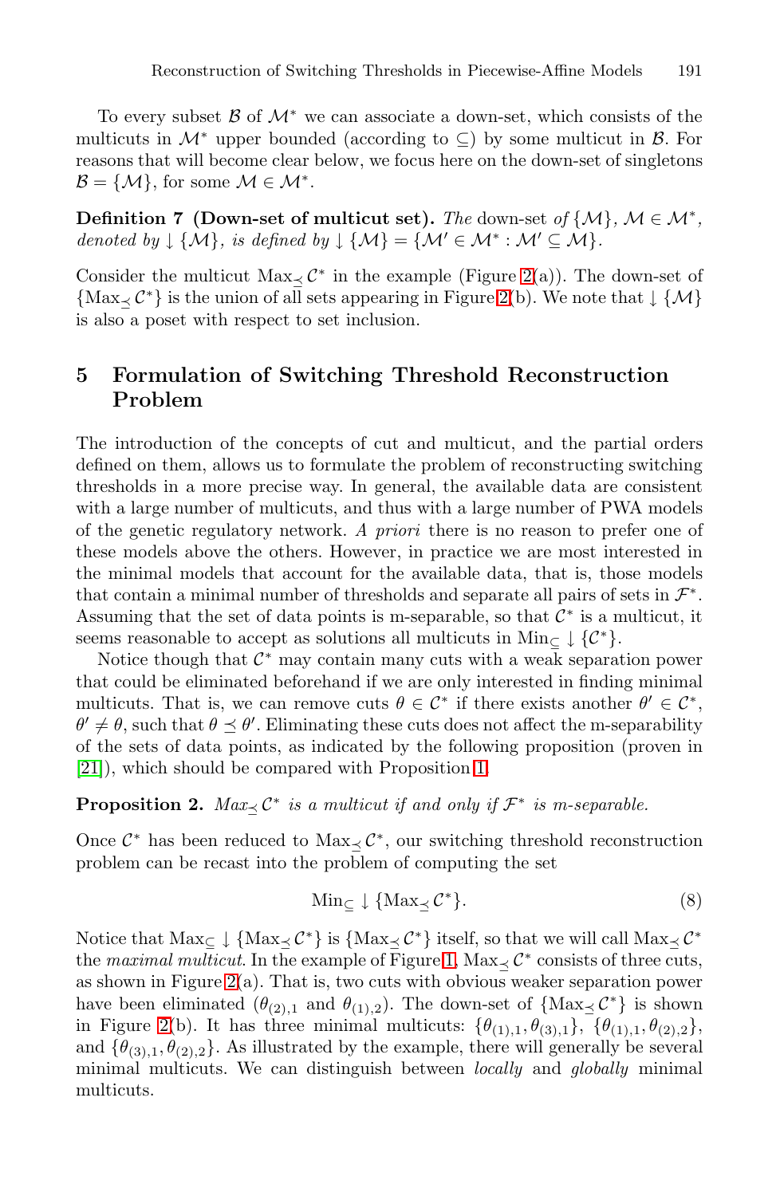To every subset $\mathcal{B}$ of $\mathcal{M}^*$ we can associate a down-set, which consists of the multicuts in $\mathcal{M}^*$ upper bounded (according to $\subseteq$) by some multicut in $\mathcal{B}$. For reasons that will become clear below, we focus here on the down-set of singletons $\mathcal{B} = \{\mathcal{M}\}$, for some $\mathcal{M} \in \mathcal{M}^*$.

**Definition 7 (Down-set of multicut set).** *The* down-set *of* $\{\mathcal{M}\}$, $\mathcal{M} \in \mathcal{M}^*$, *denoted by* $\downarrow\{\mathcal{M}\}$, *is defined by* $\downarrow\{\mathcal{M}\} = \{\mathcal{M}' \in \mathcal{M}^* : \mathcal{M}' \subseteq \mathcal{M}\}$.

Consider the multicut $\text{Max}_{\preceq}\,\mathcal{C}^*$ in the example (Figure 2(a)). The down-set of $\{\text{Max}_{\preceq}\,\mathcal{C}^*\}$ is the union of all sets appearing in Figure 2(b). We note that $\downarrow\{\mathcal{M}\}$ is also a poset with respect to set inclusion.

## 5 Formulation of Switching Threshold Reconstruction Problem

The introduction of the concepts of cut and multicut, and the partial orders defined on them, allows us to formulate the problem of reconstructing switching thresholds in a more precise way. In general, the available data are consistent with a large number of multicuts, and thus with a large number of PWA models of the genetic regulatory network. *A priori* there is no reason to prefer one of these models above the others. However, in practice we are most interested in the minimal models that account for the available data, that is, those models that contain a minimal number of thresholds and separate all pairs of sets in $\mathcal{F}^*$. Assuming that the set of data points is m-separable, so that $\mathcal{C}^*$ is a multicut, it seems reasonable to accept as solutions all multicuts in $\text{Min}_{\subseteq}\downarrow\{\mathcal{C}^*\}$.

Notice though that $\mathcal{C}^*$ may contain many cuts with a weak separation power that could be eliminated beforehand if we are only interested in finding minimal multicuts. That is, we can remove cuts $\theta \in \mathcal{C}^*$ if there exists another $\theta' \in \mathcal{C}^*$, $\theta' \neq \theta$, such that $\theta \preceq \theta'$. Eliminating these cuts does not affect the m-separability of the sets of data points, as indicated by the following proposition (proven in [21]), which should be compared with Proposition 1.

**Proposition 2.** *$\text{Max}_{\preceq}\,\mathcal{C}^*$ is a multicut if and only if $\mathcal{F}^*$ is m-separable.*

Once $\mathcal{C}^*$ has been reduced to $\text{Max}_{\preceq}\,\mathcal{C}^*$, our switching threshold reconstruction problem can be recast into the problem of computing the set

$$\text{Min}_{\subseteq}\downarrow\{\text{Max}_{\preceq}\,\mathcal{C}^*\}. \tag{8}$$

Notice that $\text{Max}_{\subseteq}\downarrow\{\text{Max}_{\preceq}\,\mathcal{C}^*\}$ is $\{\text{Max}_{\preceq}\,\mathcal{C}^*\}$ itself, so that we will call $\text{Max}_{\preceq}\,\mathcal{C}^*$ the *maximal multicut*. In the example of Figure 1, $\text{Max}_{\preceq}\,\mathcal{C}^*$ consists of three cuts, as shown in Figure 2(a). That is, two cuts with obvious weaker separation power have been eliminated ($\theta_{(2),1}$ and $\theta_{(1),2}$). The down-set of $\{\text{Max}_{\preceq}\,\mathcal{C}^*\}$ is shown in Figure 2(b). It has three minimal multicuts: $\{\theta_{(1),1}, \theta_{(3),1}\}$, $\{\theta_{(1),1}, \theta_{(2),2}\}$, and $\{\theta_{(3),1}, \theta_{(2),2}\}$. As illustrated by the example, there will generally be several minimal multicuts. We can distinguish between *locally* and *globally* minimal multicuts.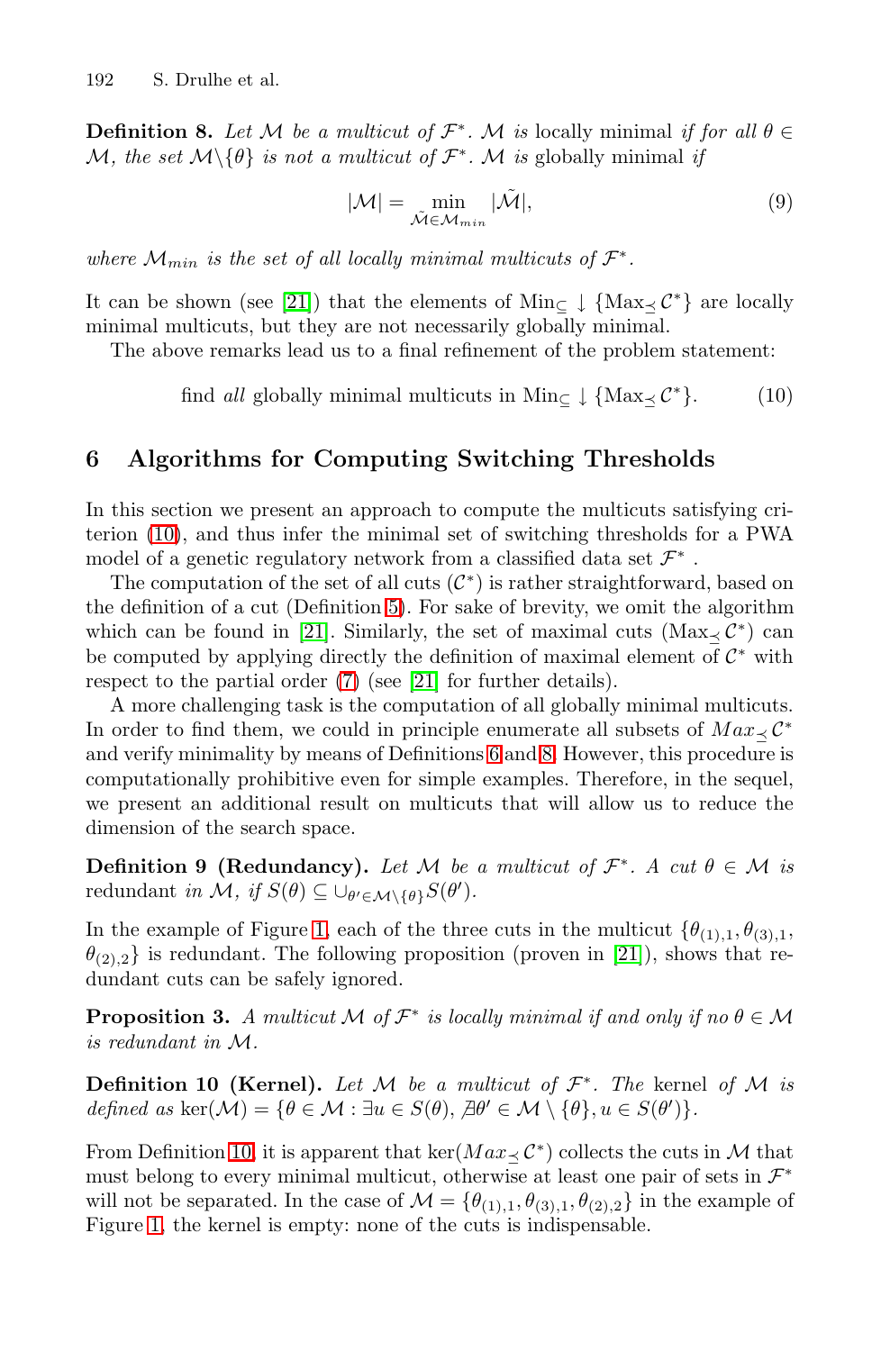**Definition 8.** *Let $\mathcal{M}$ be a multicut of $\mathcal{F}^*$. $\mathcal{M}$ is* locally minimal *if for all $\theta \in \mathcal{M}$, the set $\mathcal{M}\backslash\{\theta\}$ is not a multicut of $\mathcal{F}^*$. $\mathcal{M}$ is* globally minimal *if*

$$|\mathcal{M}| = \min_{\tilde{\mathcal{M}} \in \mathcal{M}_{min}} |\tilde{\mathcal{M}}|, \tag{9}$$

*where $\mathcal{M}_{min}$ is the set of all locally minimal multicuts of $\mathcal{F}^*$.*

It can be shown (see [21]) that the elements of $\text{Min}_{\subseteq} \downarrow \{\text{Max}_{\preceq} \mathcal{C}^*\}$ are locally minimal multicuts, but they are not necessarily globally minimal.

The above remarks lead us to a final refinement of the problem statement:

$$\text{find } \textit{all} \text{ globally minimal multicuts in } \text{Min}_{\subseteq} \downarrow \{\text{Max}_{\preceq} \mathcal{C}^*\}. \tag{10}$$

## 6 Algorithms for Computing Switching Thresholds

In this section we present an approach to compute the multicuts satisfying criterion (10), and thus infer the minimal set of switching thresholds for a PWA model of a genetic regulatory network from a classified data set $\mathcal{F}^*$.

The computation of the set of all cuts ($\mathcal{C}^*$) is rather straightforward, based on the definition of a cut (Definition 5). For sake of brevity, we omit the algorithm which can be found in [21]. Similarly, the set of maximal cuts ($\text{Max}_{\preceq} \mathcal{C}^*$) can be computed by applying directly the definition of maximal element of $\mathcal{C}^*$ with respect to the partial order (7) (see [21] for further details).

A more challenging task is the computation of all globally minimal multicuts. In order to find them, we could in principle enumerate all subsets of $Max_{\preceq} \mathcal{C}^*$ and verify minimality by means of Definitions 6 and 8. However, this procedure is computationally prohibitive even for simple examples. Therefore, in the sequel, we present an additional result on multicuts that will allow us to reduce the dimension of the search space.

**Definition 9 (Redundancy).** *Let $\mathcal{M}$ be a multicut of $\mathcal{F}^*$. A cut $\theta \in \mathcal{M}$ is* redundant *in $\mathcal{M}$, if $S(\theta) \subseteq \cup_{\theta' \in \mathcal{M}\backslash\{\theta\}} S(\theta')$.*

In the example of Figure 1, each of the three cuts in the multicut $\{\theta_{(1),1}, \theta_{(3),1}, \theta_{(2),2}\}$ is redundant. The following proposition (proven in [21]), shows that redundant cuts can be safely ignored.

**Proposition 3.** *A multicut $\mathcal{M}$ of $\mathcal{F}^*$ is locally minimal if and only if no $\theta \in \mathcal{M}$ is redundant in $\mathcal{M}$.*

**Definition 10 (Kernel).** *Let $\mathcal{M}$ be a multicut of $\mathcal{F}^*$. The* kernel *of $\mathcal{M}$ is defined as $\ker(\mathcal{M}) = \{\theta \in \mathcal{M} : \exists u \in S(\theta), \nexists \theta' \in \mathcal{M} \setminus \{\theta\}, u \in S(\theta')\}$.*

From Definition 10, it is apparent that $\ker(Max_{\preceq} \mathcal{C}^*)$ collects the cuts in $\mathcal{M}$ that must belong to every minimal multicut, otherwise at least one pair of sets in $\mathcal{F}^*$ will not be separated. In the case of $\mathcal{M} = \{\theta_{(1),1}, \theta_{(3),1}, \theta_{(2),2}\}$ in the example of Figure 1, the kernel is empty: none of the cuts is indispensable.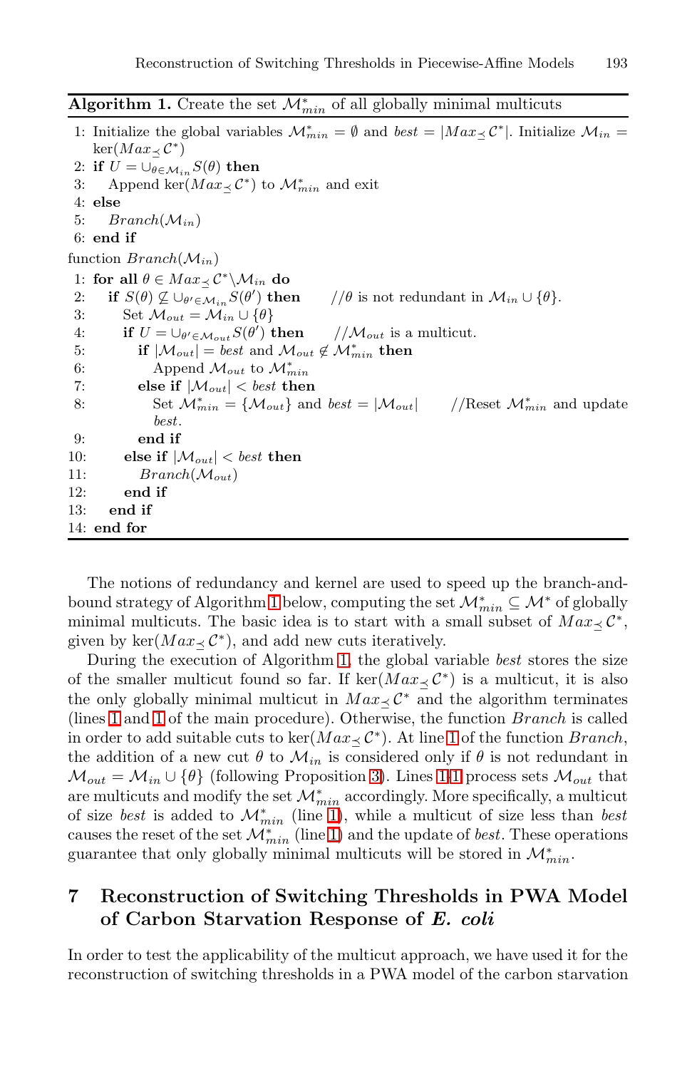**Algorithm 1.** Create the set $\mathcal{M}^*_{min}$ of all globally minimal multicuts

```
1: Initialize the global variables M*_min = ∅ and best = |Max_≼ C*|. Initialize M_in =
   ker(Max_≼ C*)
2: if U = ∪_{θ∈M_in} S(θ) then
3:    Append ker(Max_≼ C*) to M*_min and exit
4: else
5:    Branch(M_in)
6: end if
function Branch(M_in)
1: for all θ ∈ Max_≼ C* \ M_in do
2:    if S(θ) ⊈ ∪_{θ'∈M_in} S(θ') then      //θ is not redundant in M_in ∪ {θ}.
3:       Set M_out = M_in ∪ {θ}
4:       if U = ∪_{θ'∈M_out} S(θ') then      //M_out is a multicut.
5:          if |M_out| = best and M_out ∉ M*_min then
6:             Append M_out to M*_min
7:          else if |M_out| < best then
8:             Set M*_min = {M_out} and best = |M_out|      //Reset M*_min and update
               best.
9:          end if
10:      else if |M_out| < best then
11:         Branch(M_out)
12:      end if
13:   end if
14: end for
```

The notions of redundancy and kernel are used to speed up the branch-and-bound strategy of Algorithm 1 below, computing the set $\mathcal{M}^*_{min} \subseteq \mathcal{M}^*$ of globally minimal multicuts. The basic idea is to start with a small subset of $Max_{\preceq}\mathcal{C}^*$, given by $\ker(Max_{\preceq}\mathcal{C}^*)$, and add new cuts iteratively.

During the execution of Algorithm 1, the global variable *best* stores the size of the smaller multicut found so far. If $\ker(Max_{\preceq}\mathcal{C}^*)$ is a multicut, it is also the only globally minimal multicut in $Max_{\preceq}\mathcal{C}^*$ and the algorithm terminates (lines 1 and 1 of the main procedure). Otherwise, the function *Branch* is called in order to add suitable cuts to $\ker(Max_{\preceq}\mathcal{C}^*)$. At line 1 of the function *Branch*, the addition of a new cut $\theta$ to $\mathcal{M}_{in}$ is considered only if $\theta$ is not redundant in $\mathcal{M}_{out} = \mathcal{M}_{in} \cup \{\theta\}$ (following Proposition 3). Lines 1-1 process sets $\mathcal{M}_{out}$ that are multicuts and modify the set $\mathcal{M}^*_{min}$ accordingly. More specifically, a multicut of size *best* is added to $\mathcal{M}^*_{min}$ (line 1), while a multicut of size less than *best* causes the reset of the set $\mathcal{M}^*_{min}$ (line 1) and the update of *best*. These operations guarantee that only globally minimal multicuts will be stored in $\mathcal{M}^*_{min}$.

## 7 Reconstruction of Switching Thresholds in PWA Model of Carbon Starvation Response of *E. coli*

In order to test the applicability of the multicut approach, we have used it for the reconstruction of switching thresholds in a PWA model of the carbon starvation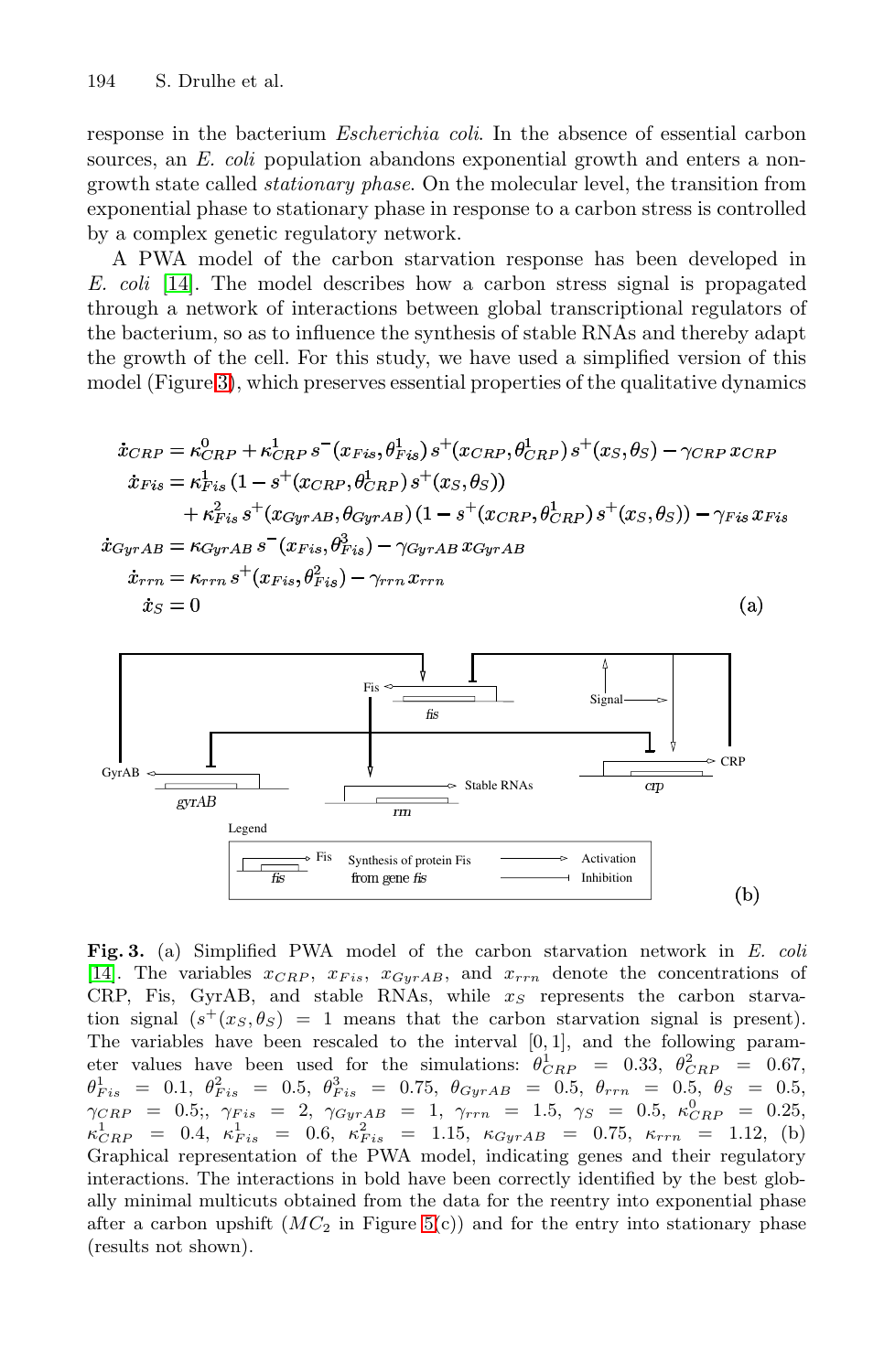response in the bacterium *Escherichia coli*. In the absence of essential carbon sources, an *E. coli* population abandons exponential growth and enters a non-growth state called *stationary phase*. On the molecular level, the transition from exponential phase to stationary phase in response to a carbon stress is controlled by a complex genetic regulatory network.

A PWA model of the carbon starvation response has been developed in *E. coli* [14]. The model describes how a carbon stress signal is propagated through a network of interactions between global transcriptional regulators of the bacterium, so as to influence the synthesis of stable RNAs and thereby adapt the growth of the cell. For this study, we have used a simplified version of this model (Figure 3), which preserves essential properties of the qualitative dynamics

$$
\begin{aligned}
\dot{x}_{CRP} &= \kappa^0_{CRP} + \kappa^1_{CRP}\, s^-(x_{Fis}, \theta^1_{Fis})\, s^+(x_{CRP}, \theta^1_{CRP})\, s^+(x_S, \theta_S) - \gamma_{CRP}\, x_{CRP} \\
\dot{x}_{Fis} &= \kappa^1_{Fis}\, (1 - s^+(x_{CRP}, \theta^1_{CRP})\, s^+(x_S, \theta_S)) \\
&\quad + \kappa^2_{Fis}\, s^+(x_{GyrAB}, \theta_{GyrAB})\, (1 - s^+(x_{CRP}, \theta^1_{CRP})\, s^+(x_S, \theta_S)) - \gamma_{Fis}\, x_{Fis} \\
\dot{x}_{GyrAB} &= \kappa_{GyrAB}\, s^-(x_{Fis}, \theta^3_{Fis}) - \gamma_{GyrAB}\, x_{GyrAB} \\
\dot{x}_{rrn} &= \kappa_{rrn}\, s^+(x_{Fis}, \theta^2_{Fis}) - \gamma_{rrn}\, x_{rrn} \\
\dot{x}_S &= 0
\end{aligned}
\qquad \text{(a)}
$$

(b)

**Fig. 3.** (a) Simplified PWA model of the carbon starvation network in *E. coli* [14]. The variables $x_{CRP}$, $x_{Fis}$, $x_{GyrAB}$, and $x_{rrn}$ denote the concentrations of CRP, Fis, GyrAB, and stable RNAs, while $x_S$ represents the carbon starvation signal ($s^+(x_S, \theta_S) = 1$ means that the carbon starvation signal is present). The variables have been rescaled to the interval $[0, 1]$, and the following parameter values have been used for the simulations: $\theta^1_{CRP} = 0.33$, $\theta^2_{CRP} = 0.67$, $\theta^1_{Fis} = 0.1$, $\theta^2_{Fis} = 0.5$, $\theta^3_{Fis} = 0.75$, $\theta_{GyrAB} = 0.5$, $\theta_{rrn} = 0.5$, $\theta_S = 0.5$, $\gamma_{CRP} = 0.5$;, $\gamma_{Fis} = 2$, $\gamma_{GyrAB} = 1$, $\gamma_{rrn} = 1.5$, $\gamma_S = 0.5$, $\kappa^0_{CRP} = 0.25$, $\kappa^1_{CRP} = 0.4$, $\kappa^1_{Fis} = 0.6$, $\kappa^2_{Fis} = 1.15$, $\kappa_{GyrAB} = 0.75$, $\kappa_{rrn} = 1.12$, (b) Graphical representation of the PWA model, indicating genes and their regulatory interactions. The interactions in bold have been correctly identified by the best globally minimal multicuts obtained from the data for the reentry into exponential phase after a carbon upshift ($MC_2$ in Figure 5(c)) and for the entry into stationary phase (results not shown).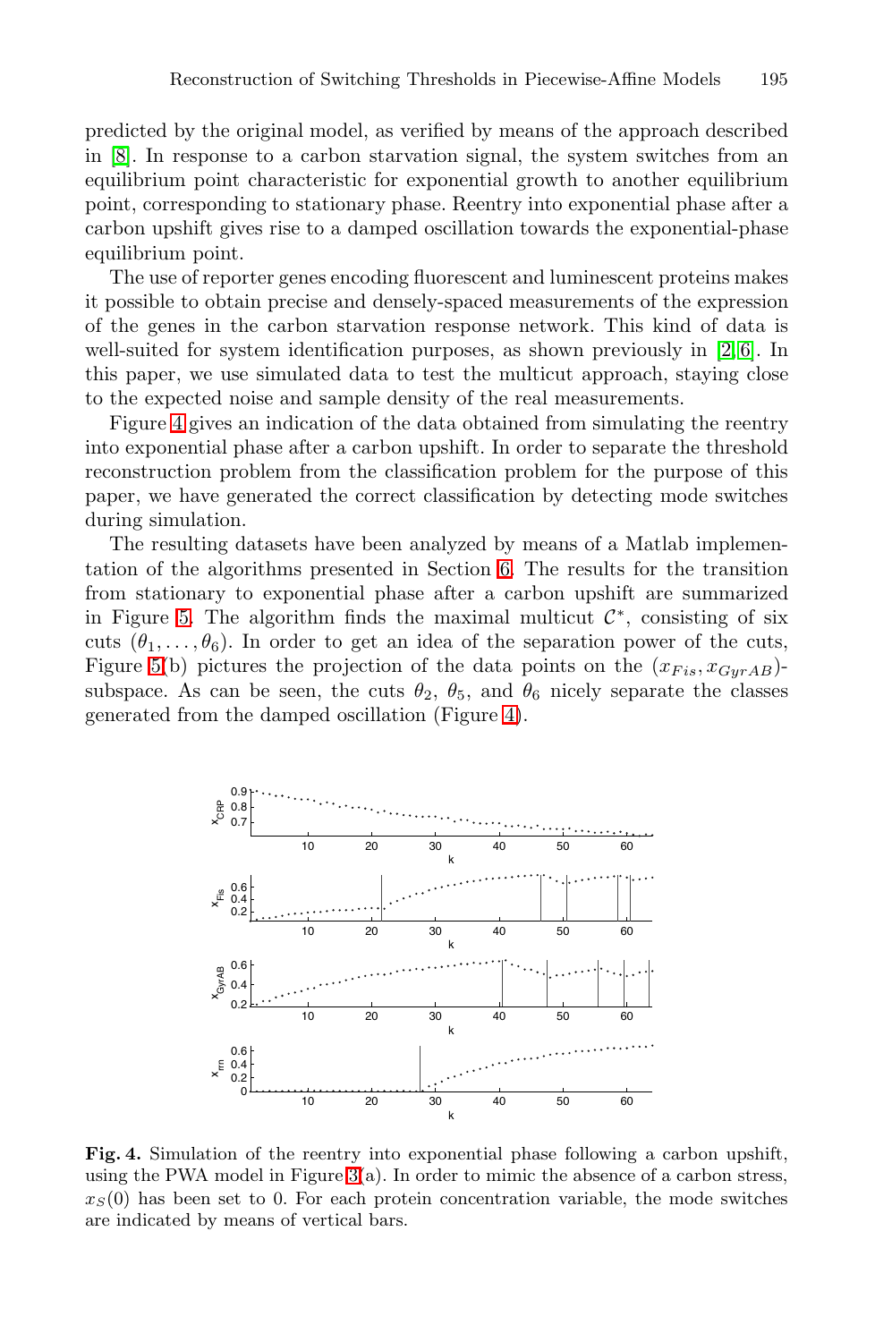predicted by the original model, as verified by means of the approach described in [8]. In response to a carbon starvation signal, the system switches from an equilibrium point characteristic for exponential growth to another equilibrium point, corresponding to stationary phase. Reentry into exponential phase after a carbon upshift gives rise to a damped oscillation towards the exponential-phase equilibrium point.

The use of reporter genes encoding fluorescent and luminescent proteins makes it possible to obtain precise and densely-spaced measurements of the expression of the genes in the carbon starvation response network. This kind of data is well-suited for system identification purposes, as shown previously in [2,6]. In this paper, we use simulated data to test the multicut approach, staying close to the expected noise and sample density of the real measurements.

Figure 4 gives an indication of the data obtained from simulating the reentry into exponential phase after a carbon upshift. In order to separate the threshold reconstruction problem from the classification problem for the purpose of this paper, we have generated the correct classification by detecting mode switches during simulation.

The resulting datasets have been analyzed by means of a Matlab implementation of the algorithms presented in Section 6. The results for the transition from stationary to exponential phase after a carbon upshift are summarized in Figure 5. The algorithm finds the maximal multicut $\mathcal{C}^*$, consisting of six cuts $(\theta_1, \ldots, \theta_6)$. In order to get an idea of the separation power of the cuts, Figure 5(b) pictures the projection of the data points on the $(x_{Fis}, x_{GyrAB})$-subspace. As can be seen, the cuts $\theta_2$, $\theta_5$, and $\theta_6$ nicely separate the classes generated from the damped oscillation (Figure 4).

**Fig. 4.** Simulation of the reentry into exponential phase following a carbon upshift, using the PWA model in Figure 3(a). In order to mimic the absence of a carbon stress, $x_S(0)$ has been set to 0. For each protein concentration variable, the mode switches are indicated by means of vertical bars.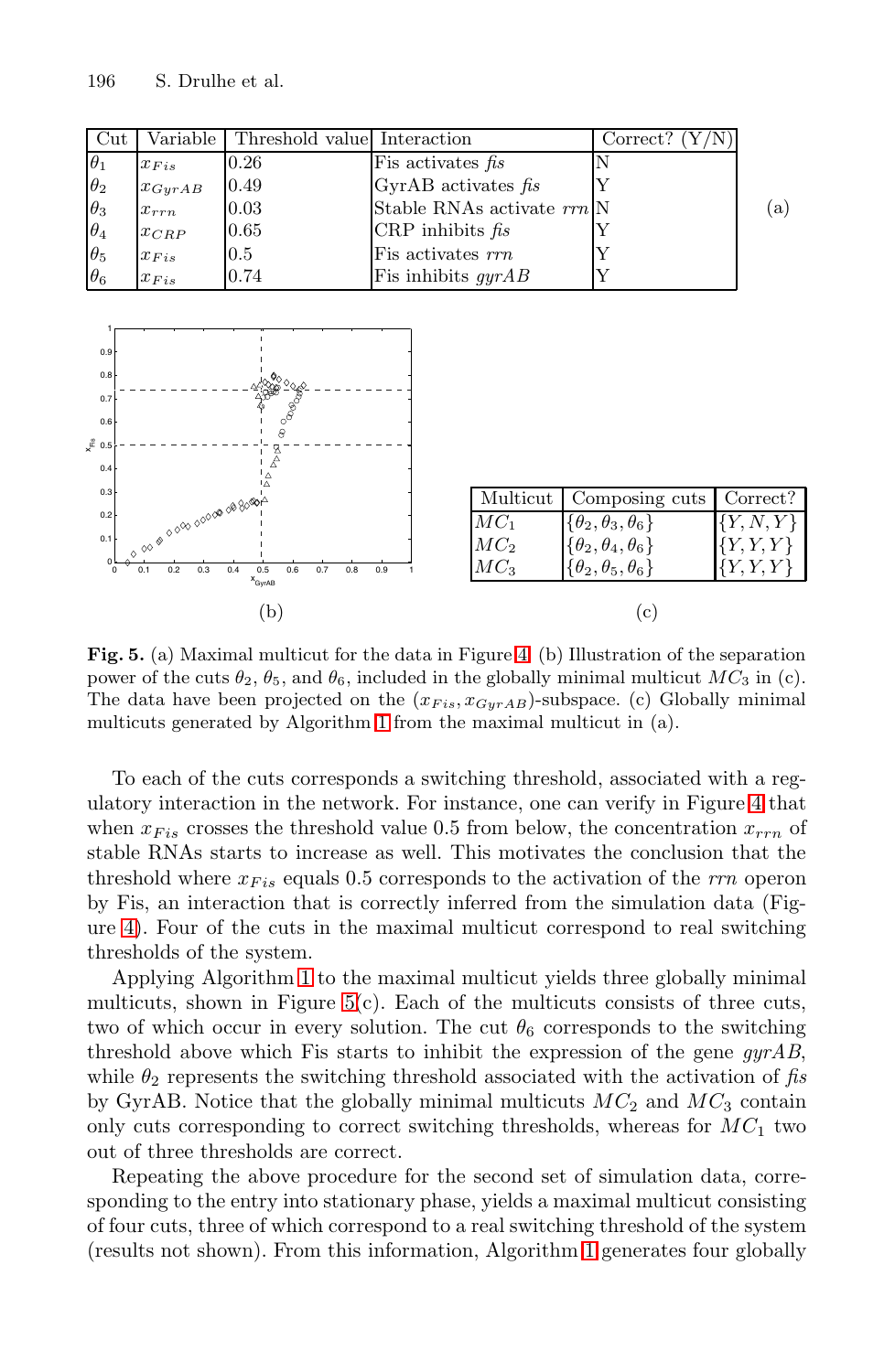| Cut | Variable | Threshold value | Interaction | Correct? (Y/N) |
|---|---|---|---|---|
| $\theta_1$ | $x_{Fis}$ | 0.26 | Fis activates *fis* | N |
| $\theta_2$ | $x_{GyrAB}$ | 0.49 | GyrAB activates *fis* | Y |
| $\theta_3$ | $x_{rrn}$ | 0.03 | Stable RNAs activate *rrn* | N |
| $\theta_4$ | $x_{CRP}$ | 0.65 | CRP inhibits *fis* | Y |
| $\theta_5$ | $x_{Fis}$ | 0.5 | Fis activates *rrn* | Y |
| $\theta_6$ | $x_{Fis}$ | 0.74 | Fis inhibits *gyrAB* | Y |

(a)

(b)

| Multicut | Composing cuts | Correct? |
|---|---|---|
| $MC_1$ | $\{\theta_2, \theta_3, \theta_6\}$ | $\{Y, N, Y\}$ |
| $MC_2$ | $\{\theta_2, \theta_4, \theta_6\}$ | $\{Y, Y, Y\}$ |
| $MC_3$ | $\{\theta_2, \theta_5, \theta_6\}$ | $\{Y, Y, Y\}$ |

(c)

**Fig. 5.** (a) Maximal multicut for the data in Figure 4. (b) Illustration of the separation power of the cuts $\theta_2$, $\theta_5$, and $\theta_6$, included in the globally minimal multicut $MC_3$ in (c). The data have been projected on the $(x_{Fis}, x_{GyrAB})$-subspace. (c) Globally minimal multicuts generated by Algorithm 1 from the maximal multicut in (a).

To each of the cuts corresponds a switching threshold, associated with a regulatory interaction in the network. For instance, one can verify in Figure 4 that when $x_{Fis}$ crosses the threshold value 0.5 from below, the concentration $x_{rrn}$ of stable RNAs starts to increase as well. This motivates the conclusion that the threshold where $x_{Fis}$ equals 0.5 corresponds to the activation of the *rrn* operon by Fis, an interaction that is correctly inferred from the simulation data (Figure 4). Four of the cuts in the maximal multicut correspond to real switching thresholds of the system.

Applying Algorithm 1 to the maximal multicut yields three globally minimal multicuts, shown in Figure 5(c). Each of the multicuts consists of three cuts, two of which occur in every solution. The cut $\theta_6$ corresponds to the switching threshold above which Fis starts to inhibit the expression of the gene *gyrAB*, while $\theta_2$ represents the switching threshold associated with the activation of *fis* by GyrAB. Notice that the globally minimal multicuts $MC_2$ and $MC_3$ contain only cuts corresponding to correct switching thresholds, whereas for $MC_1$ two out of three thresholds are correct.

Repeating the above procedure for the second set of simulation data, corresponding to the entry into stationary phase, yields a maximal multicut consisting of four cuts, three of which correspond to a real switching threshold of the system (results not shown). From this information, Algorithm 1 generates four globally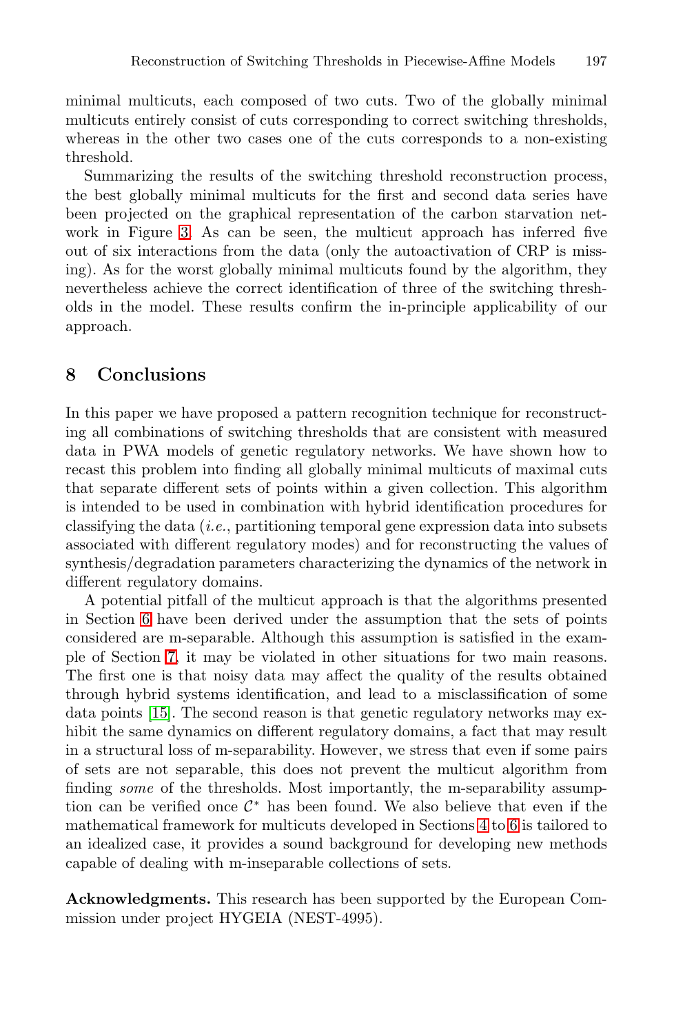minimal multicuts, each composed of two cuts. Two of the globally minimal multicuts entirely consist of cuts corresponding to correct switching thresholds, whereas in the other two cases one of the cuts corresponds to a non-existing threshold.

Summarizing the results of the switching threshold reconstruction process, the best globally minimal multicuts for the first and second data series have been projected on the graphical representation of the carbon starvation network in Figure 3. As can be seen, the multicut approach has inferred five out of six interactions from the data (only the autoactivation of CRP is missing). As for the worst globally minimal multicuts found by the algorithm, they nevertheless achieve the correct identification of three of the switching thresholds in the model. These results confirm the in-principle applicability of our approach.

## 8 Conclusions

In this paper we have proposed a pattern recognition technique for reconstructing all combinations of switching thresholds that are consistent with measured data in PWA models of genetic regulatory networks. We have shown how to recast this problem into finding all globally minimal multicuts of maximal cuts that separate different sets of points within a given collection. This algorithm is intended to be used in combination with hybrid identification procedures for classifying the data (*i.e.*, partitioning temporal gene expression data into subsets associated with different regulatory modes) and for reconstructing the values of synthesis/degradation parameters characterizing the dynamics of the network in different regulatory domains.

A potential pitfall of the multicut approach is that the algorithms presented in Section 6 have been derived under the assumption that the sets of points considered are m-separable. Although this assumption is satisfied in the example of Section 7, it may be violated in other situations for two main reasons. The first one is that noisy data may affect the quality of the results obtained through hybrid systems identification, and lead to a misclassification of some data points [15]. The second reason is that genetic regulatory networks may exhibit the same dynamics on different regulatory domains, a fact that may result in a structural loss of m-separability. However, we stress that even if some pairs of sets are not separable, this does not prevent the multicut algorithm from finding *some* of the thresholds. Most importantly, the m-separability assumption can be verified once $\mathcal{C}^*$ has been found. We also believe that even if the mathematical framework for multicuts developed in Sections 4 to 6 is tailored to an idealized case, it provides a sound background for developing new methods capable of dealing with m-inseparable collections of sets.

**Acknowledgments.** This research has been supported by the European Commission under project HYGEIA (NEST-4995).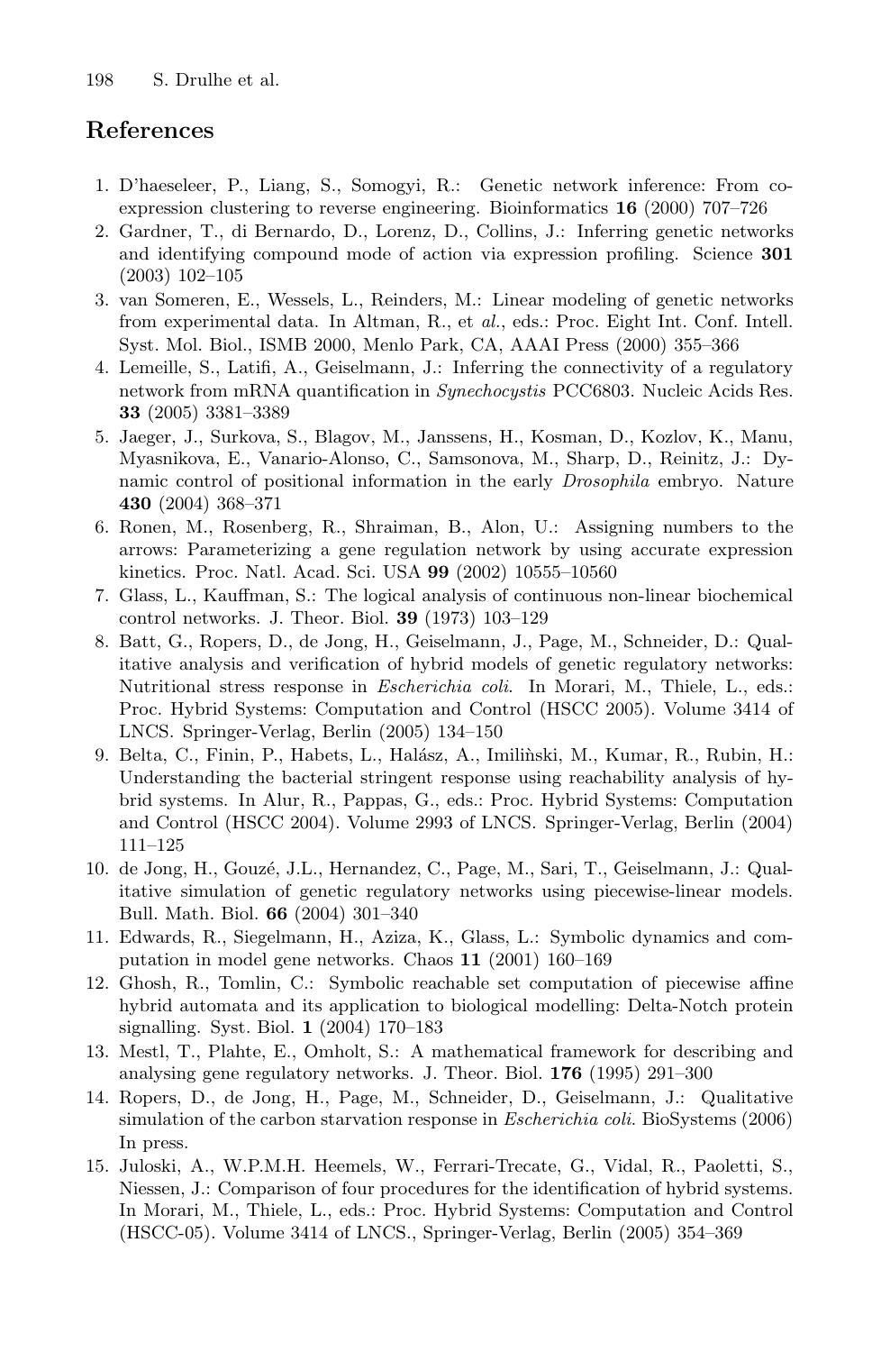## References

1. D'haeseleer, P., Liang, S., Somogyi, R.: Genetic network inference: From co-expression clustering to reverse engineering. Bioinformatics **16** (2000) 707–726
2. Gardner, T., di Bernardo, D., Lorenz, D., Collins, J.: Inferring genetic networks and identifying compound mode of action via expression profiling. Science **301** (2003) 102–105
3. van Someren, E., Wessels, L., Reinders, M.: Linear modeling of genetic networks from experimental data. In Altman, R., et *al.*, eds.: Proc. Eight Int. Conf. Intell. Syst. Mol. Biol., ISMB 2000, Menlo Park, CA, AAAI Press (2000) 355–366
4. Lemeille, S., Latifi, A., Geiselmann, J.: Inferring the connectivity of a regulatory network from mRNA quantification in *Synechocystis* PCC6803. Nucleic Acids Res. **33** (2005) 3381–3389
5. Jaeger, J., Surkova, S., Blagov, M., Janssens, H., Kosman, D., Kozlov, K., Manu, Myasnikova, E., Vanario-Alonso, C., Samsonova, M., Sharp, D., Reinitz, J.: Dynamic control of positional information in the early *Drosophila* embryo. Nature **430** (2004) 368–371
6. Ronen, M., Rosenberg, R., Shraiman, B., Alon, U.: Assigning numbers to the arrows: Parameterizing a gene regulation network by using accurate expression kinetics. Proc. Natl. Acad. Sci. USA **99** (2002) 10555–10560
7. Glass, L., Kauffman, S.: The logical analysis of continuous non-linear biochemical control networks. J. Theor. Biol. **39** (1973) 103–129
8. Batt, G., Ropers, D., de Jong, H., Geiselmann, J., Page, M., Schneider, D.: Qualitative analysis and verification of hybrid models of genetic regulatory networks: Nutritional stress response in *Escherichia coli*. In Morari, M., Thiele, L., eds.: Proc. Hybrid Systems: Computation and Control (HSCC 2005). Volume 3414 of LNCS. Springer-Verlag, Berlin (2005) 134–150
9. Belta, C., Finin, P., Habets, L., Halász, A., Imiliǹski, M., Kumar, R., Rubin, H.: Understanding the bacterial stringent response using reachability analysis of hybrid systems. In Alur, R., Pappas, G., eds.: Proc. Hybrid Systems: Computation and Control (HSCC 2004). Volume 2993 of LNCS. Springer-Verlag, Berlin (2004) 111–125
10. de Jong, H., Gouzé, J.L., Hernandez, C., Page, M., Sari, T., Geiselmann, J.: Qualitative simulation of genetic regulatory networks using piecewise-linear models. Bull. Math. Biol. **66** (2004) 301–340
11. Edwards, R., Siegelmann, H., Aziza, K., Glass, L.: Symbolic dynamics and computation in model gene networks. Chaos **11** (2001) 160–169
12. Ghosh, R., Tomlin, C.: Symbolic reachable set computation of piecewise affine hybrid automata and its application to biological modelling: Delta-Notch protein signalling. Syst. Biol. **1** (2004) 170–183
13. Mestl, T., Plahte, E., Omholt, S.: A mathematical framework for describing and analysing gene regulatory networks. J. Theor. Biol. **176** (1995) 291–300
14. Ropers, D., de Jong, H., Page, M., Schneider, D., Geiselmann, J.: Qualitative simulation of the carbon starvation response in *Escherichia coli*. BioSystems (2006) In press.
15. Juloski, A., W.P.M.H. Heemels, W., Ferrari-Trecate, G., Vidal, R., Paoletti, S., Niessen, J.: Comparison of four procedures for the identification of hybrid systems. In Morari, M., Thiele, L., eds.: Proc. Hybrid Systems: Computation and Control (HSCC-05). Volume 3414 of LNCS., Springer-Verlag, Berlin (2005) 354–369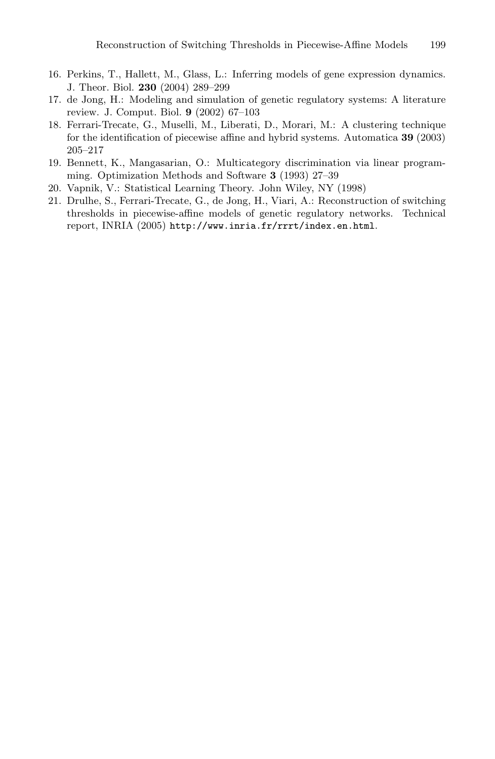16. Perkins, T., Hallett, M., Glass, L.: Inferring models of gene expression dynamics. J. Theor. Biol. **230** (2004) 289–299
17. de Jong, H.: Modeling and simulation of genetic regulatory systems: A literature review. J. Comput. Biol. **9** (2002) 67–103
18. Ferrari-Trecate, G., Muselli, M., Liberati, D., Morari, M.: A clustering technique for the identification of piecewise affine and hybrid systems. Automatica **39** (2003) 205–217
19. Bennett, K., Mangasarian, O.: Multicategory discrimination via linear programming. Optimization Methods and Software **3** (1993) 27–39
20. Vapnik, V.: Statistical Learning Theory. John Wiley, NY (1998)
21. Drulhe, S., Ferrari-Trecate, G., de Jong, H., Viari, A.: Reconstruction of switching thresholds in piecewise-affine models of genetic regulatory networks. Technical report, INRIA (2005) `http://www.inria.fr/rrrt/index.en.html`.